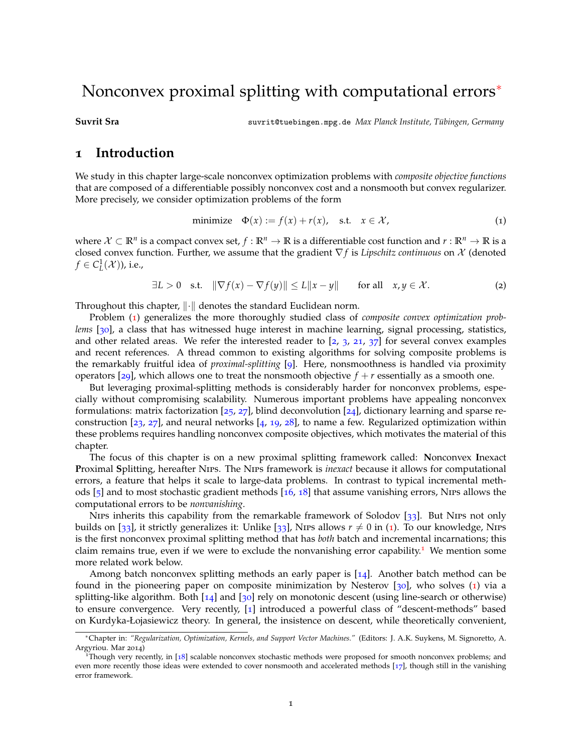# Nonconvex proximal splitting with computational errors*

**Suvrit Sra** suvrit@tuebingen.mpg.de *Max Planck Institute, Tübingen, Germany*

## 1 Introduction

We study in this chapter large-scale nonconvex optimization problems with *composite objective functions* that are composed of a differentiable possibly nonconvex cost and a nonsmooth but convex regularizer. More precisely, we consider optimization problems of the form

$$\text{minimize} \quad \Phi(x) := f(x) + r(x), \quad \text{s.t.} \quad x \in \mathcal{X}, \tag{1}$$

where $\mathcal{X} \subset \mathbb{R}^n$ is a compact convex set, $f : \mathbb{R}^n \to \mathbb{R}$ is a differentiable cost function and $r : \mathbb{R}^n \to \mathbb{R}$ is a closed convex function. Further, we assume that the gradient $\nabla f$ is *Lipschitz continuous* on $\mathcal{X}$ (denoted $f \in C^1_L(\mathcal{X})$), i.e.,

$$\exists L > 0 \quad \text{s.t.} \quad \|\nabla f(x) - \nabla f(y)\| \le L\|x - y\| \qquad \text{for all} \quad x, y \in \mathcal{X}. \tag{2}$$

Throughout this chapter, $\|\cdot\|$ denotes the standard Euclidean norm.

Problem (1) generalizes the more thoroughly studied class of *composite convex optimization problems* [30], a class that has witnessed huge interest in machine learning, signal processing, statistics, and other related areas. We refer the interested reader to [2, 3, 21, 37] for several convex examples and recent references. A thread common to existing algorithms for solving composite problems is the remarkably fruitful idea of *proximal-splitting* [9]. Here, nonsmoothness is handled via proximity operators [29], which allows one to treat the nonsmooth objective $f + r$ essentially as a smooth one.

But leveraging proximal-splitting methods is considerably harder for nonconvex problems, especially without compromising scalability. Numerous important problems have appealing nonconvex formulations: matrix factorization [25, 27], blind deconvolution [24], dictionary learning and sparse reconstruction [23, 27], and neural networks [4, 19, 28], to name a few. Regularized optimization within these problems requires handling nonconvex composite objectives, which motivates the material of this chapter.

The focus of this chapter is on a new proximal splitting framework called: **N**onconvex **I**nexact **P**roximal **S**plitting, hereafter Nips. The Nips framework is *inexact* because it allows for computational errors, a feature that helps it scale to large-data problems. In contrast to typical incremental methods [5] and to most stochastic gradient methods [16, 18] that assume vanishing errors, Nips allows the computational errors to be *nonvanishing*.

Nips inherits this capability from the remarkable framework of Solodov [33]. But Nips not only builds on [33], it strictly generalizes it: Unlike [33], Nips allows $r \neq 0$ in (1). To our knowledge, Nips is the first nonconvex proximal splitting method that has *both* batch and incremental incarnations; this claim remains true, even if we were to exclude the nonvanishing error capability.[1] We mention some more related work below.

Among batch nonconvex splitting methods an early paper is [14]. Another batch method can be found in the pioneering paper on composite minimization by Nesterov [30], who solves (1) via a splitting-like algorithm. Both [14] and [30] rely on monotonic descent (using line-search or otherwise) to ensure convergence. Very recently, [1] introduced a powerful class of "descent-methods" based on Kurdyka-Łojasiewicz theory. In general, the insistence on descent, while theoretically convenient,

---

*Chapter in: *"Regularization, Optimization, Kernels, and Support Vector Machines."* (Editors: J. A.K. Suykens, M. Signoretto, A. Argyriou. Mar 2014)

[1] Though very recently, in [18] scalable nonconvex stochastic methods were proposed for smooth nonconvex problems; and even more recently those ideas were extended to cover nonsmooth and accelerated methods [17], though still in the vanishing error framework.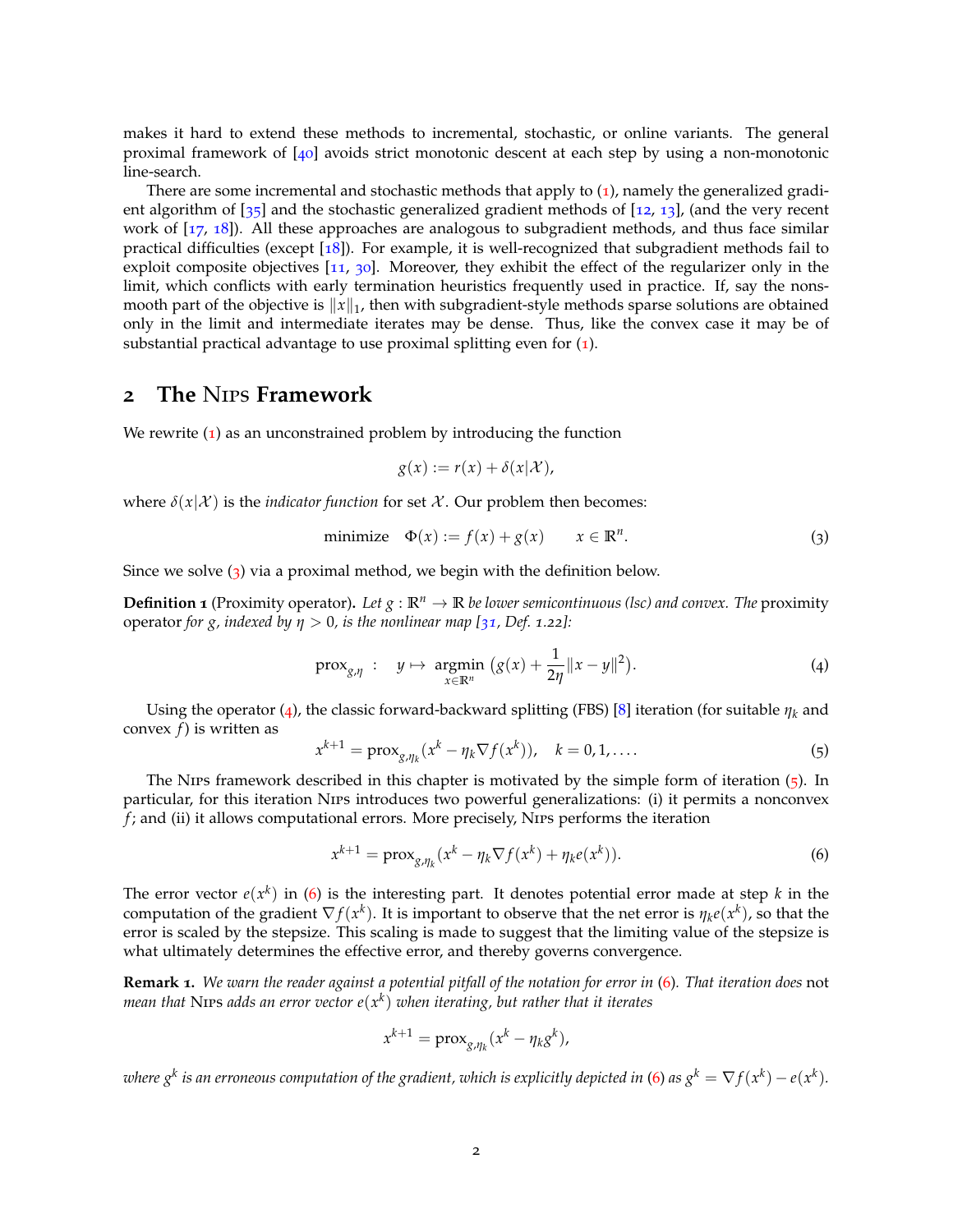makes it hard to extend these methods to incremental, stochastic, or online variants. The general proximal framework of [40] avoids strict monotonic descent at each step by using a non-monotonic line-search.

There are some incremental and stochastic methods that apply to (1), namely the generalized gradient algorithm of [35] and the stochastic generalized gradient methods of [12, 13], (and the very recent work of [17, 18]). All these approaches are analogous to subgradient methods, and thus face similar practical difficulties (except [18]). For example, it is well-recognized that subgradient methods fail to exploit composite objectives [11, 30]. Moreover, they exhibit the effect of the regularizer only in the limit, which conflicts with early termination heuristics frequently used in practice. If, say the nonsmooth part of the objective is $\|x\|_1$, then with subgradient-style methods sparse solutions are obtained only in the limit and intermediate iterates may be dense. Thus, like the convex case it may be of substantial practical advantage to use proximal splitting even for (1).

## 2 The Nips Framework

We rewrite (1) as an unconstrained problem by introducing the function

$$g(x) := r(x) + \delta(x|\mathcal{X}),$$

where $\delta(x|\mathcal{X})$ is the *indicator function* for set $\mathcal{X}$. Our problem then becomes:

$$\text{minimize} \quad \Phi(x) := f(x) + g(x) \qquad x \in \mathbb{R}^n. \tag{3}$$

Since we solve (3) via a proximal method, we begin with the definition below.

**Definition 1** (Proximity operator)**.** *Let $g : \mathbb{R}^n \to \mathbb{R}$ be lower semicontinuous (lsc) and convex. The* proximity operator *for $g$, indexed by $\eta > 0$, is the nonlinear map [31, Def. 1.22]:*

$$\text{prox}_{g,\eta} \quad : \quad y \mapsto \underset{x \in \mathbb{R}^n}{\text{argmin}} \left( g(x) + \frac{1}{2\eta}\|x - y\|^2 \right). \tag{4}$$

Using the operator (4), the classic forward-backward splitting (FBS) [8] iteration (for suitable $\eta_k$ and convex $f$) is written as

$$x^{k+1} = \text{prox}_{g,\eta_k}(x^k - \eta_k \nabla f(x^k)), \quad k = 0, 1, \ldots. \tag{5}$$

The Nips framework described in this chapter is motivated by the simple form of iteration (5). In particular, for this iteration Nips introduces two powerful generalizations: (i) it permits a nonconvex $f$; and (ii) it allows computational errors. More precisely, Nips performs the iteration

$$x^{k+1} = \text{prox}_{g,\eta_k}(x^k - \eta_k \nabla f(x^k) + \eta_k e(x^k)). \tag{6}$$

The error vector $e(x^k)$ in (6) is the interesting part. It denotes potential error made at step $k$ in the computation of the gradient $\nabla f(x^k)$. It is important to observe that the net error is $\eta_k e(x^k)$, so that the error is scaled by the stepsize. This scaling is made to suggest that the limiting value of the stepsize is what ultimately determines the effective error, and thereby governs convergence.

**Remark 1.** *We warn the reader against a potential pitfall of the notation for error in (6). That iteration does* not *mean that* Nips *adds an error vector $e(x^k)$ when iterating, but rather that it iterates*

$$x^{k+1} = \text{prox}_{g,\eta_k}(x^k - \eta_k g^k),$$

*where $g^k$ is an erroneous computation of the gradient, which is explicitly depicted in (6) as $g^k = \nabla f(x^k) - e(x^k)$.*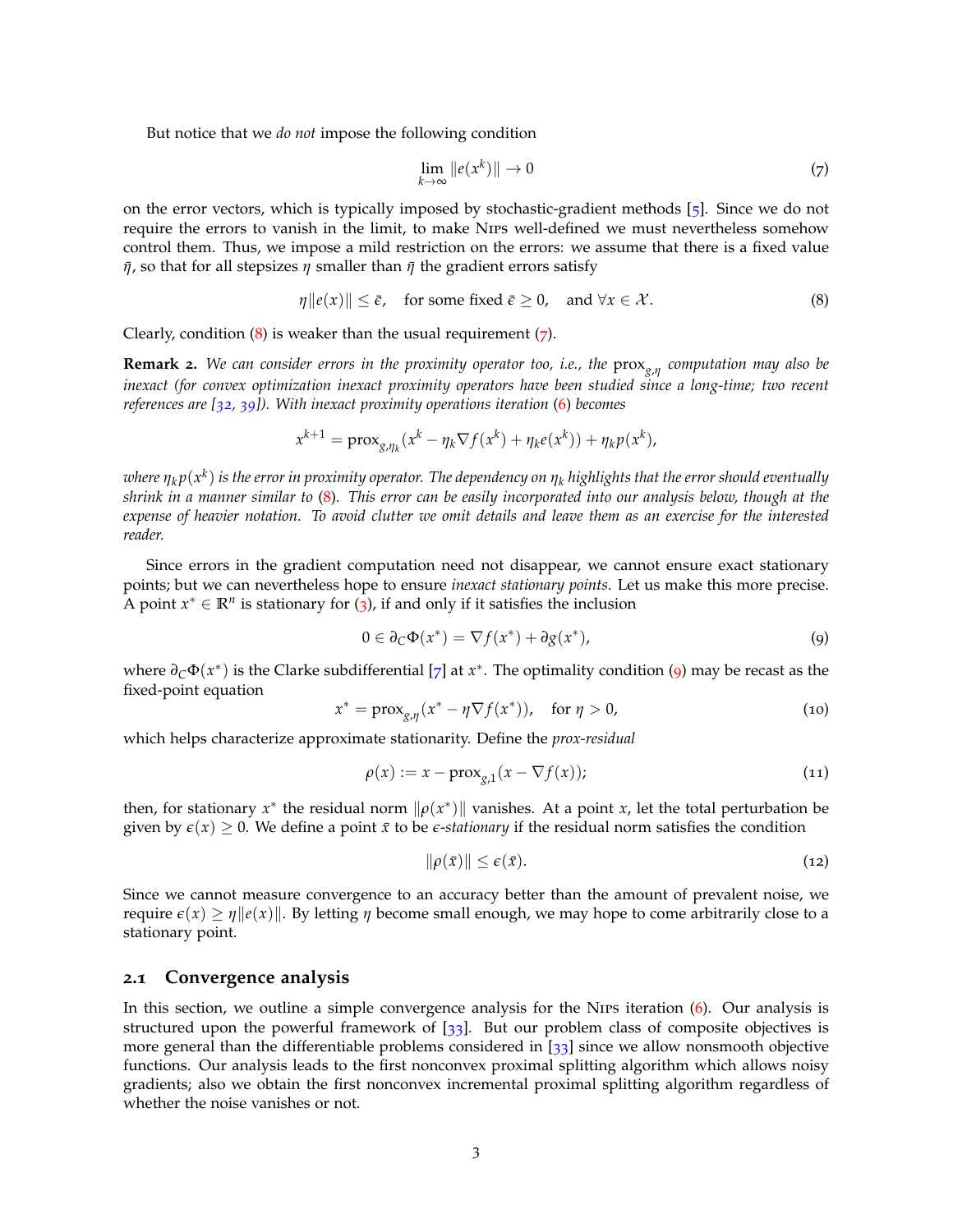But notice that we *do not* impose the following condition

$$\lim_{k\to\infty} \|e(x^k)\| \to 0 \tag{7}$$

on the error vectors, which is typically imposed by stochastic-gradient methods [5]. Since we do not require the errors to vanish in the limit, to make Nips well-defined we must nevertheless somehow control them. Thus, we impose a mild restriction on the errors: we assume that there is a fixed value $\bar{\eta}$, so that for all stepsizes $\eta$ smaller than $\bar{\eta}$ the gradient errors satisfy

$$\eta\|e(x)\| \leq \bar{\epsilon}, \quad \text{for some fixed } \bar{\epsilon} \geq 0, \quad \text{and } \forall x \in \mathcal{X}. \tag{8}$$

Clearly, condition (8) is weaker than the usual requirement (7).

**Remark 2.** *We can consider errors in the proximity operator too, i.e., the* $\text{prox}_{g,\eta}$ *computation may also be inexact (for convex optimization inexact proximity operators have been studied since a long-time; two recent references are [32, 39]). With inexact proximity operations iteration (6) becomes*

$$x^{k+1} = \text{prox}_{g,\eta_k}(x^k - \eta_k \nabla f(x^k) + \eta_k e(x^k)) + \eta_k p(x^k),$$

*where* $\eta_k p(x^k)$ *is the error in proximity operator. The dependency on* $\eta_k$ *highlights that the error should eventually shrink in a manner similar to (8). This error can be easily incorporated into our analysis below, though at the expense of heavier notation. To avoid clutter we omit details and leave them as an exercise for the interested reader.*

Since errors in the gradient computation need not disappear, we cannot ensure exact stationary points; but we can nevertheless hope to ensure *inexact stationary points*. Let us make this more precise. A point $x^* \in \mathbb{R}^n$ is stationary for (3), if and only if it satisfies the inclusion

$$0 \in \partial_C \Phi(x^*) = \nabla f(x^*) + \partial g(x^*), \tag{9}$$

where $\partial_C \Phi(x^*)$ is the Clarke subdifferential [7] at $x^*$. The optimality condition (9) may be recast as the fixed-point equation

$$x^* = \text{prox}_{g,\eta}(x^* - \eta \nabla f(x^*)), \quad \text{for } \eta > 0, \tag{10}$$

which helps characterize approximate stationarity. Define the *prox-residual*

$$\rho(x) := x - \text{prox}_{g,1}(x - \nabla f(x)); \tag{11}$$

then, for stationary $x^*$ the residual norm $\|\rho(x^*)\|$ vanishes. At a point $x$, let the total perturbation be given by $\epsilon(x) \geq 0$. We define a point $\bar{x}$ to be $\epsilon$*-stationary* if the residual norm satisfies the condition

$$\|\rho(\bar{x})\| \leq \epsilon(\bar{x}). \tag{12}$$

Since we cannot measure convergence to an accuracy better than the amount of prevalent noise, we require $\epsilon(x) \geq \eta\|e(x)\|$. By letting $\eta$ become small enough, we may hope to come arbitrarily close to a stationary point.

## 2.1 Convergence analysis

In this section, we outline a simple convergence analysis for the Nips iteration (6). Our analysis is structured upon the powerful framework of [33]. But our problem class of composite objectives is more general than the differentiable problems considered in [33] since we allow nonsmooth objective functions. Our analysis leads to the first nonconvex proximal splitting algorithm which allows noisy gradients; also we obtain the first nonconvex incremental proximal splitting algorithm regardless of whether the noise vanishes or not.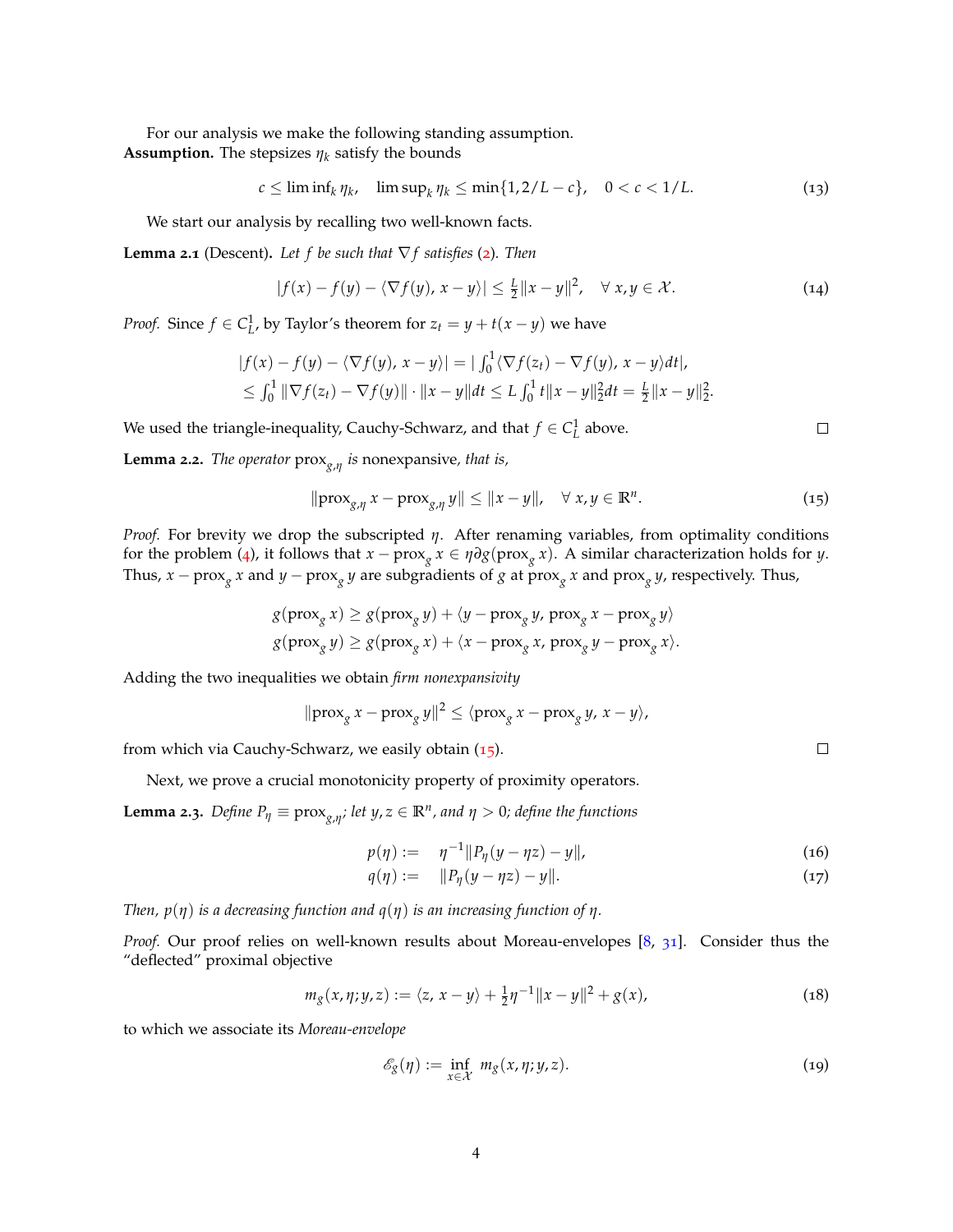For our analysis we make the following standing assumption.

**Assumption.** The stepsizes $\eta_k$ satisfy the bounds

$$c \le \liminf_k \eta_k, \quad \limsup_k \eta_k \le \min\{1, 2/L - c\}, \quad 0 < c < 1/L. \tag{13}$$

We start our analysis by recalling two well-known facts.

**Lemma 2.1** (Descent). *Let $f$ be such that $\nabla f$ satisfies (2). Then*

$$|f(x) - f(y) - \langle \nabla f(y), x - y\rangle| \le \tfrac{L}{2}\|x-y\|^2, \quad \forall\, x, y \in \mathcal{X}. \tag{14}$$

*Proof.* Since $f \in C^1_L$, by Taylor's theorem for $z_t = y + t(x-y)$ we have

$$\begin{aligned}
&|f(x) - f(y) - \langle \nabla f(y), x-y\rangle| = |\textstyle\int_0^1 \langle \nabla f(z_t) - \nabla f(y), x-y\rangle dt|,\\
&\le \textstyle\int_0^1 \|\nabla f(z_t) - \nabla f(y)\| \cdot \|x-y\| dt \le L\int_0^1 t\|x-y\|_2^2 dt = \frac{L}{2}\|x-y\|_2^2.
\end{aligned}$$

We used the triangle-inequality, Cauchy-Schwarz, and that $f \in C^1_L$ above. □

**Lemma 2.2.** *The operator $\operatorname{prox}_{g,\eta}$ is* nonexpansive, *that is,*

$$\|\operatorname{prox}_{g,\eta} x - \operatorname{prox}_{g,\eta} y\| \le \|x - y\|, \quad \forall\, x, y \in \mathbb{R}^n. \tag{15}$$

*Proof.* For brevity we drop the subscripted $\eta$. After renaming variables, from optimality conditions for the problem (4), it follows that $x - \operatorname{prox}_g x \in \eta\partial g(\operatorname{prox}_g x)$. A similar characterization holds for $y$. Thus, $x - \operatorname{prox}_g x$ and $y - \operatorname{prox}_g y$ are subgradients of $g$ at $\operatorname{prox}_g x$ and $\operatorname{prox}_g y$, respectively. Thus,

$$\begin{aligned}
g(\operatorname{prox}_g x) &\ge g(\operatorname{prox}_g y) + \langle y - \operatorname{prox}_g y, \operatorname{prox}_g x - \operatorname{prox}_g y\rangle\\
g(\operatorname{prox}_g y) &\ge g(\operatorname{prox}_g x) + \langle x - \operatorname{prox}_g x, \operatorname{prox}_g y - \operatorname{prox}_g x\rangle.
\end{aligned}$$

Adding the two inequalities we obtain *firm nonexpansivity*

$$\|\operatorname{prox}_g x - \operatorname{prox}_g y\|^2 \le \langle \operatorname{prox}_g x - \operatorname{prox}_g y, x - y\rangle,$$

from which via Cauchy-Schwarz, we easily obtain (15). □

Next, we prove a crucial monotonicity property of proximity operators.

**Lemma 2.3.** *Define $P_\eta \equiv \operatorname{prox}_{g,\eta}$; let $y, z \in \mathbb{R}^n$, and $\eta > 0$; define the functions*

$$p(\eta) := \quad \eta^{-1}\|P_\eta(y - \eta z) - y\|, \tag{16}$$

$$q(\eta) := \quad \|P_\eta(y - \eta z) - y\|. \tag{17}$$

*Then, $p(\eta)$ is a decreasing function and $q(\eta)$ is an increasing function of $\eta$.*

*Proof.* Our proof relies on well-known results about Moreau-envelopes [8, 31]. Consider thus the "deflected" proximal objective

$$m_g(x, \eta; y, z) := \langle z, x - y\rangle + \tfrac{1}{2}\eta^{-1}\|x - y\|^2 + g(x), \tag{18}$$

to which we associate its *Moreau-envelope*

$$\mathscr{E}_g(\eta) := \inf_{x \in \mathcal{X}} \; m_g(x, \eta; y, z). \tag{19}$$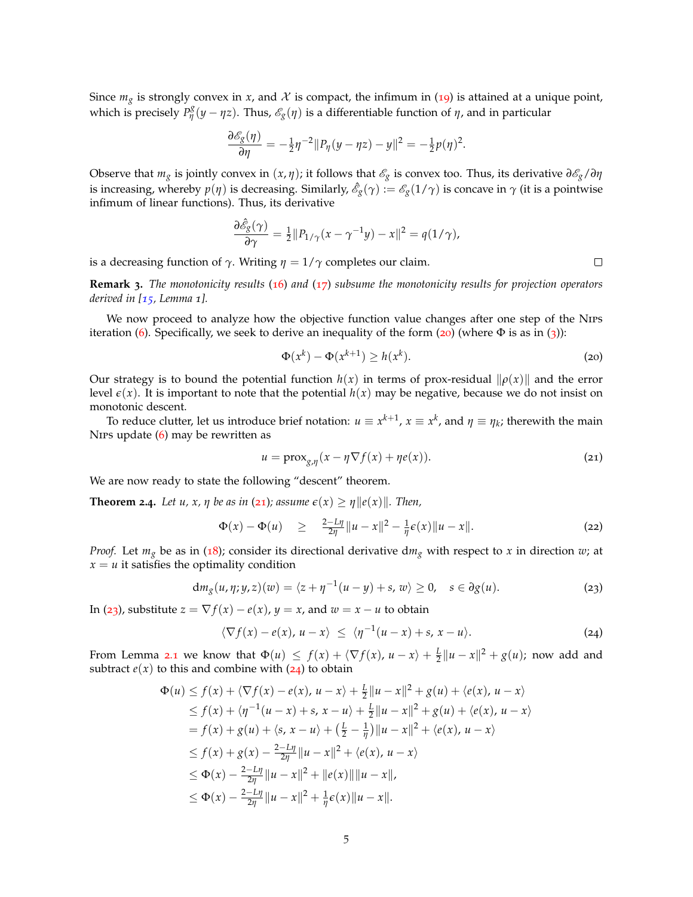Since $m_g$ is strongly convex in $x$, and $\mathcal{X}$ is compact, the infimum in (19) is attained at a unique point, which is precisely $P^g_\eta(y - \eta z)$. Thus, $\mathscr{E}_g(\eta)$ is a differentiable function of $\eta$, and in particular

$$\frac{\partial \mathscr{E}_g(\eta)}{\partial \eta} = -\tfrac{1}{2}\eta^{-2}\|P_\eta(y - \eta z) - y\|^2 = -\tfrac{1}{2}p(\eta)^2.$$

Observe that $m_g$ is jointly convex in $(x, \eta)$; it follows that $\mathscr{E}_g$ is convex too. Thus, its derivative $\partial \mathscr{E}_g/\partial \eta$ is increasing, whereby $p(\eta)$ is decreasing. Similarly, $\hat{\mathscr{E}}_g(\gamma) := \mathscr{E}_g(1/\gamma)$ is concave in $\gamma$ (it is a pointwise infimum of linear functions). Thus, its derivative

$$\frac{\partial \hat{\mathscr{E}}_g(\gamma)}{\partial \gamma} = \tfrac{1}{2}\|P_{1/\gamma}(x - \gamma^{-1}y) - x\|^2 = q(1/\gamma),$$

is a decreasing function of $\gamma$. Writing $\eta = 1/\gamma$ completes our claim. $\square$

**Remark 3.** *The monotonicity results (16) and (17) subsume the monotonicity results for projection operators derived in [15, Lemma 1].*

We now proceed to analyze how the objective function value changes after one step of the Nips iteration (6). Specifically, we seek to derive an inequality of the form (20) (where $\Phi$ is as in (3)):

$$\Phi(x^k) - \Phi(x^{k+1}) \geq h(x^k). \tag{20}$$

Our strategy is to bound the potential function $h(x)$ in terms of prox-residual $\|\rho(x)\|$ and the error level $\epsilon(x)$. It is important to note that the potential $h(x)$ may be negative, because we do not insist on monotonic descent.

To reduce clutter, let us introduce brief notation: $u \equiv x^{k+1}$, $x \equiv x^k$, and $\eta \equiv \eta_k$; therewith the main Nips update (6) may be rewritten as

$$u = \operatorname{prox}_{g,\eta}(x - \eta \nabla f(x) + \eta e(x)). \tag{21}$$

We are now ready to state the following "descent" theorem.

**Theorem 2.4.** *Let $u$, $x$, $\eta$ be as in (21); assume $\epsilon(x) \geq \eta\|e(x)\|$. Then,*

$$\Phi(x) - \Phi(u) \quad \geq \quad \tfrac{2-L\eta}{2\eta}\|u - x\|^2 - \tfrac{1}{\eta}\epsilon(x)\|u - x\|. \tag{22}$$

*Proof.* Let $m_g$ be as in (18); consider its directional derivative $\mathrm{d}m_g$ with respect to $x$ in direction $w$; at $x = u$ it satisfies the optimality condition

$$\mathrm{d}m_g(u, \eta; y, z)(w) = \langle z + \eta^{-1}(u - y) + s,\, w\rangle \geq 0, \quad s \in \partial g(u). \tag{23}$$

In (23), substitute $z = \nabla f(x) - e(x)$, $y = x$, and $w = x - u$ to obtain

$$\langle \nabla f(x) - e(x),\, u - x\rangle \;\leq\; \langle \eta^{-1}(u - x) + s,\, x - u\rangle. \tag{24}$$

From Lemma 2.1 we know that $\Phi(u) \leq f(x) + \langle \nabla f(x), u - x\rangle + \frac{L}{2}\|u - x\|^2 + g(u)$; now add and subtract $e(x)$ to this and combine with (24) to obtain

$$\begin{aligned}
\Phi(u) &\leq f(x) + \langle \nabla f(x) - e(x),\, u - x\rangle + \tfrac{L}{2}\|u - x\|^2 + g(u) + \langle e(x),\, u - x\rangle \\
&\leq f(x) + \langle \eta^{-1}(u - x) + s,\, x - u\rangle + \tfrac{L}{2}\|u - x\|^2 + g(u) + \langle e(x),\, u - x\rangle \\
&= f(x) + g(u) + \langle s,\, x - u\rangle + \left(\tfrac{L}{2} - \tfrac{1}{\eta}\right)\|u - x\|^2 + \langle e(x),\, u - x\rangle \\
&\leq f(x) + g(x) - \tfrac{2-L\eta}{2\eta}\|u - x\|^2 + \langle e(x),\, u - x\rangle \\
&\leq \Phi(x) - \tfrac{2-L\eta}{2\eta}\|u - x\|^2 + \|e(x)\|\|u - x\|, \\
&\leq \Phi(x) - \tfrac{2-L\eta}{2\eta}\|u - x\|^2 + \tfrac{1}{\eta}\epsilon(x)\|u - x\|.
\end{aligned}$$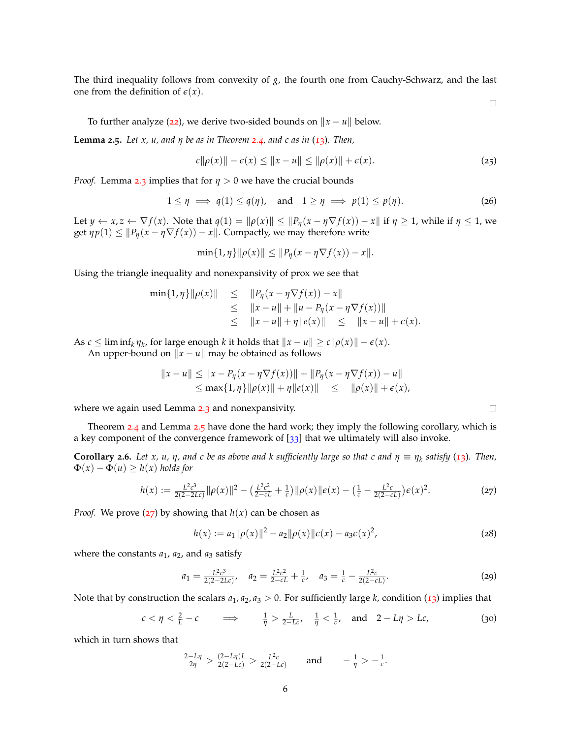The third inequality follows from convexity of $g$, the fourth one from Cauchy-Schwarz, and the last one from the definition of $\epsilon(x)$.

$\square$

To further analyze (22), we derive two-sided bounds on $\|x - u\|$ below.

**Lemma 2.5.** *Let $x$, $u$, and $\eta$ be as in Theorem 2.4, and $c$ as in (13). Then,*

$$c\|\rho(x)\| - \epsilon(x) \le \|x - u\| \le \|\rho(x)\| + \epsilon(x). \tag{25}$$

*Proof.* Lemma 2.3 implies that for $\eta > 0$ we have the crucial bounds

$$1 \le \eta \implies q(1) \le q(\eta), \quad \text{and} \quad 1 \ge \eta \implies p(1) \le p(\eta). \tag{26}$$

Let $y \leftarrow x, z \leftarrow \nabla f(x)$. Note that $q(1) = \|\rho(x)\| \le \|P_\eta(x - \eta\nabla f(x)) - x\|$ if $\eta \ge 1$, while if $\eta \le 1$, we get $\eta p(1) \le \|P_\eta(x - \eta\nabla f(x)) - x\|$. Compactly, we may therefore write

$$\min\{1, \eta\}\|\rho(x)\| \le \|P_\eta(x - \eta\nabla f(x)) - x\|.$$

Using the triangle inequality and nonexpansivity of prox we see that

$$\begin{aligned}
\min\{1, \eta\}\|\rho(x)\| &\le \|P_\eta(x - \eta\nabla f(x)) - x\| \\
&\le \|x - u\| + \|u - P_\eta(x - \eta\nabla f(x))\| \\
&\le \|x - u\| + \eta\|e(x)\| \quad \le \quad \|x - u\| + \epsilon(x).
\end{aligned}$$

As $c \le \liminf_k \eta_k$, for large enough $k$ it holds that $\|x - u\| \ge c\|\rho(x)\| - \epsilon(x)$.

An upper-bound on $\|x - u\|$ may be obtained as follows

$$\begin{aligned}
\|x - u\| &\le \|x - P_\eta(x - \eta\nabla f(x))\| + \|P_\eta(x - \eta\nabla f(x)) - u\| \\
&\le \max\{1, \eta\}\|\rho(x)\| + \eta\|e(x)\| \quad \le \quad \|\rho(x)\| + \epsilon(x),
\end{aligned}$$

where we again used Lemma 2.3 and nonexpansivity. $\square$

Theorem 2.4 and Lemma 2.5 have done the hard work; they imply the following corollary, which is a key component of the convergence framework of [33] that we ultimately will also invoke.

**Corollary 2.6.** *Let $x$, $u$, $\eta$, and $c$ be as above and $k$ sufficiently large so that $c$ and $\eta \equiv \eta_k$ satisfy (13). Then, $\Phi(x) - \Phi(u) \ge h(x)$ holds for*

$$h(x) := \tfrac{L^2c^3}{2(2-2Lc)}\|\rho(x)\|^2 - \left(\tfrac{L^2c^2}{2-cL} + \tfrac{1}{c}\right)\|\rho(x)\|\epsilon(x) - \left(\tfrac{1}{c} - \tfrac{L^2c}{2(2-cL)}\right)\epsilon(x)^2. \tag{27}$$

*Proof.* We prove (27) by showing that $h(x)$ can be chosen as

$$h(x) := a_1\|\rho(x)\|^2 - a_2\|\rho(x)\|\epsilon(x) - a_3\epsilon(x)^2, \tag{28}$$

where the constants $a_1$, $a_2$, and $a_3$ satisfy

$$a_1 = \tfrac{L^2c^3}{2(2-2Lc)}, \quad a_2 = \tfrac{L^2c^2}{2-cL} + \tfrac{1}{c}, \quad a_3 = \tfrac{1}{c} - \tfrac{L^2c}{2(2-cL)}. \tag{29}$$

Note that by construction the scalars $a_1, a_2, a_3 > 0$. For sufficiently large $k$, condition (13) implies that

$$c < \eta < \tfrac{2}{L} - c \qquad \Longrightarrow \qquad \tfrac{1}{\eta} > \tfrac{L}{2-Lc}, \quad \tfrac{1}{\eta} < \tfrac{1}{c}, \quad \text{and} \quad 2 - L\eta > Lc, \tag{30}$$

which in turn shows that

$$\tfrac{2-L\eta}{2\eta} > \tfrac{(2-L\eta)L}{2(2-Lc)} > \tfrac{L^2c}{2(2-Lc)} \qquad \text{and} \qquad -\tfrac{1}{\eta} > -\tfrac{1}{c}.$$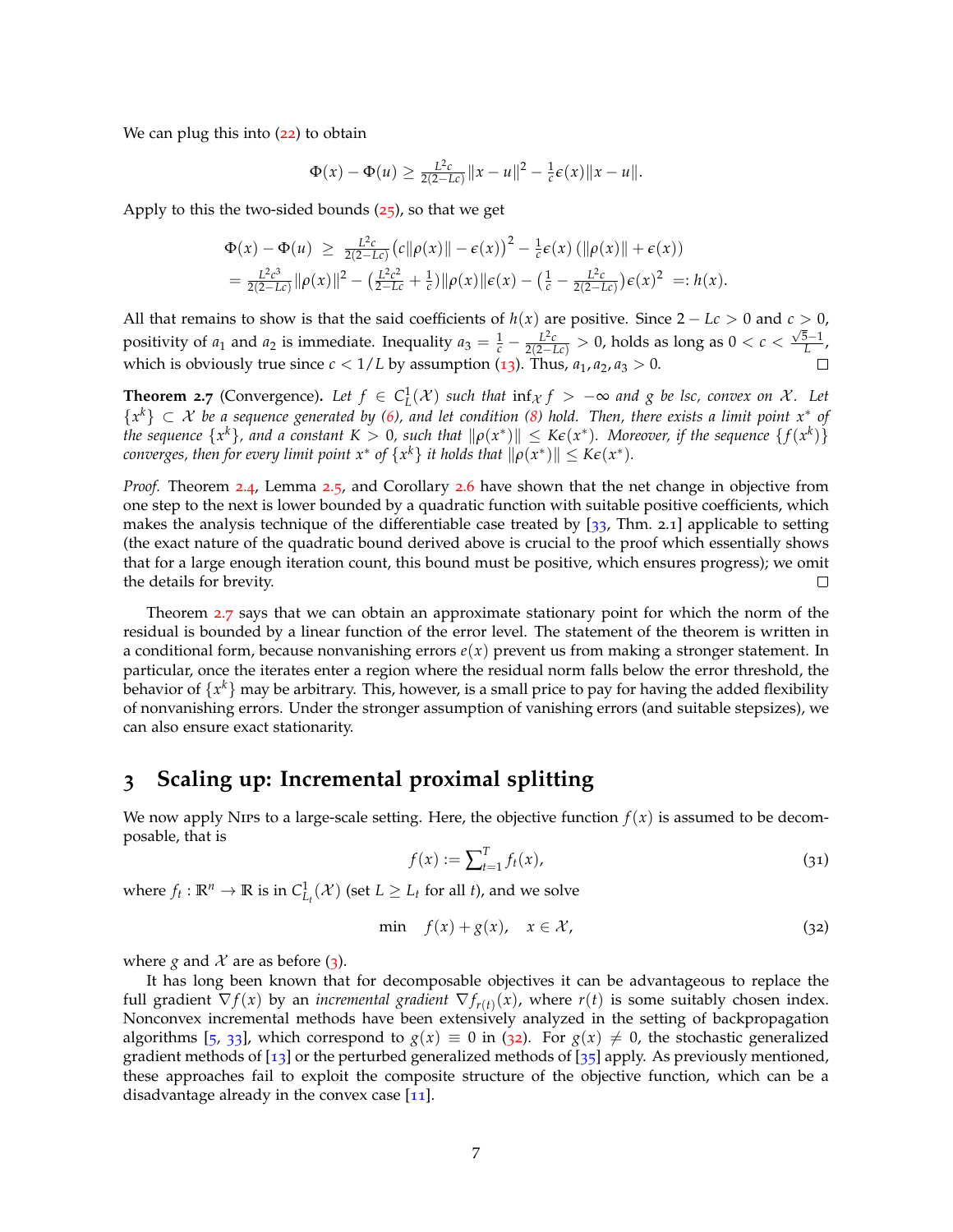We can plug this into (22) to obtain

$$\Phi(x) - \Phi(u) \geq \tfrac{L^2 c}{2(2-Lc)}\|x-u\|^2 - \tfrac{1}{c}\epsilon(x)\|x-u\|.$$

Apply to this the two-sided bounds (25), so that we get

$$\begin{aligned}\Phi(x) - \Phi(u) \;&\geq\; \tfrac{L^2 c}{2(2-Lc)}\big(c\|\rho(x)\| - \epsilon(x)\big)^2 - \tfrac{1}{c}\epsilon(x)\left(\|\rho(x)\| + \epsilon(x)\right)\\ &= \tfrac{L^2 c^3}{2(2-Lc)}\|\rho(x)\|^2 - \big(\tfrac{L^2c^2}{2-Lc} + \tfrac{1}{c}\big)\|\rho(x)\|\epsilon(x) - \big(\tfrac{1}{c} - \tfrac{L^2 c}{2(2-Lc)}\big)\epsilon(x)^2 \;=: h(x).\end{aligned}$$

All that remains to show is that the said coefficients of $h(x)$ are positive. Since $2 - Lc > 0$ and $c > 0$, positivity of $a_1$ and $a_2$ is immediate. Inequality $a_3 = \frac{1}{c} - \frac{L^2 c}{2(2-Lc)} > 0$, holds as long as $0 < c < \frac{\sqrt{5}-1}{L}$, which is obviously true since $c < 1/L$ by assumption (13). Thus, $a_1, a_2, a_3 > 0$. □

**Theorem 2.7** (Convergence)**.** *Let $f \in C^1_L(\mathcal{X})$ such that $\inf_{\mathcal{X}} f > -\infty$ and $g$ be lsc, convex on $\mathcal{X}$. Let $\{x^k\} \subset \mathcal{X}$ be a sequence generated by (6), and let condition (8) hold. Then, there exists a limit point $x^*$ of the sequence $\{x^k\}$, and a constant $K > 0$, such that $\|\rho(x^*)\| \leq K\epsilon(x^*)$. Moreover, if the sequence $\{f(x^k)\}$ converges, then for every limit point $x^*$ of $\{x^k\}$ it holds that $\|\rho(x^*)\| \leq K\epsilon(x^*)$.*

*Proof.* Theorem 2.4, Lemma 2.5, and Corollary 2.6 have shown that the net change in objective from one step to the next is lower bounded by a quadratic function with suitable positive coefficients, which makes the analysis technique of the differentiable case treated by [33, Thm. 2.1] applicable to setting (the exact nature of the quadratic bound derived above is crucial to the proof which essentially shows that for a large enough iteration count, this bound must be positive, which ensures progress); we omit the details for brevity. □

Theorem 2.7 says that we can obtain an approximate stationary point for which the norm of the residual is bounded by a linear function of the error level. The statement of the theorem is written in a conditional form, because nonvanishing errors $e(x)$ prevent us from making a stronger statement. In particular, once the iterates enter a region where the residual norm falls below the error threshold, the behavior of $\{x^k\}$ may be arbitrary. This, however, is a small price to pay for having the added flexibility of nonvanishing errors. Under the stronger assumption of vanishing errors (and suitable stepsizes), we can also ensure exact stationarity.

# 3 Scaling up: Incremental proximal splitting

We now apply Nips to a large-scale setting. Here, the objective function $f(x)$ is assumed to be decomposable, that is

$$f(x) := \textstyle\sum_{t=1}^{T} f_t(x), \tag{31}$$

where $f_t : \mathbb{R}^n \to \mathbb{R}$ is in $C^1_{L_t}(\mathcal{X})$ (set $L \geq L_t$ for all $t$), and we solve

$$\min \quad f(x) + g(x), \quad x \in \mathcal{X}, \tag{32}$$

where $g$ and $\mathcal{X}$ are as before (3).

It has long been known that for decomposable objectives it can be advantageous to replace the full gradient $\nabla f(x)$ by an *incremental gradient* $\nabla f_{r(t)}(x)$, where $r(t)$ is some suitably chosen index. Nonconvex incremental methods have been extensively analyzed in the setting of backpropagation algorithms [5, 33], which correspond to $g(x) \equiv 0$ in (32). For $g(x) \neq 0$, the stochastic generalized gradient methods of [13] or the perturbed generalized methods of [35] apply. As previously mentioned, these approaches fail to exploit the composite structure of the objective function, which can be a disadvantage already in the convex case [11].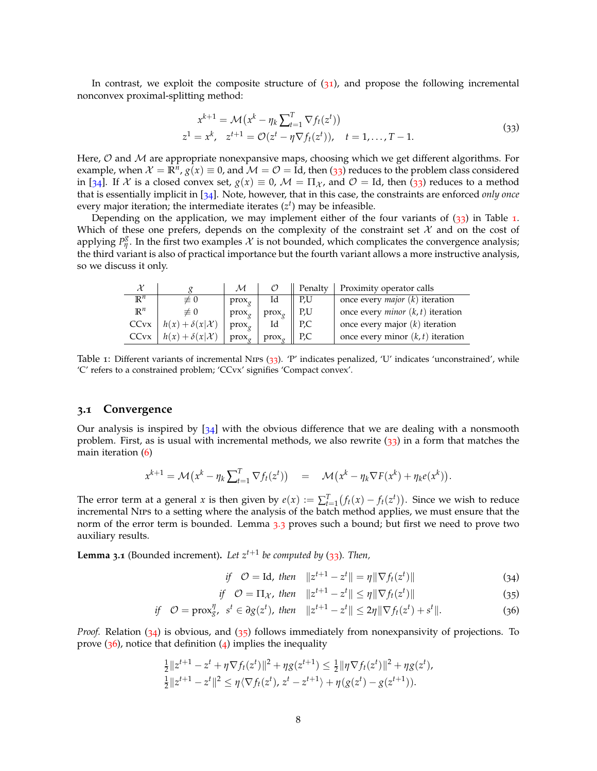In contrast, we exploit the composite structure of (31), and propose the following incremental nonconvex proximal-splitting method:

$$
\begin{aligned}
x^{k+1} &= \mathcal{M}\big(x^k - \eta_k \textstyle\sum_{t=1}^{T} \nabla f_t(z^t)\big)\\
z^1 = x^k, \quad z^{t+1} &= \mathcal{O}(z^t - \eta \nabla f_t(z^t)), \quad t = 1, \ldots, T-1.
\end{aligned}
\tag{33}
$$

Here, $\mathcal{O}$ and $\mathcal{M}$ are appropriate nonexpansive maps, choosing which we get different algorithms. For example, when $\mathcal{X} = \mathbb{R}^n$, $g(x) \equiv 0$, and $\mathcal{M} = \mathcal{O} = \mathrm{Id}$, then (33) reduces to the problem class considered in [34]. If $\mathcal{X}$ is a closed convex set, $g(x) \equiv 0$, $\mathcal{M} = \Pi_{\mathcal{X}}$, and $\mathcal{O} = \mathrm{Id}$, then (33) reduces to a method that is essentially implicit in [34]. Note, however, that in this case, the constraints are enforced *only once* every major iteration; the intermediate iterates ($z^t$) may be infeasible.

Depending on the application, we may implement either of the four variants of (33) in Table 1. Which of these one prefers, depends on the complexity of the constraint set $\mathcal{X}$ and on the cost of applying $P^g_\eta$. In the first two examples $\mathcal{X}$ is not bounded, which complicates the convergence analysis; the third variant is also of practical importance but the fourth variant allows a more instructive analysis, so we discuss it only.

| $\mathcal{X}$ | $g$ | $\mathcal{M}$ | $\mathcal{O}$ | Penalty | Proximity operator calls |
|---|---|---|---|---|---|
| $\mathbb{R}^n$ | $\not\equiv 0$ | $\mathrm{prox}_g$ | Id | P,U | once every *major* $(k)$ iteration |
| $\mathbb{R}^n$ | $\not\equiv 0$ | $\mathrm{prox}_g$ | $\mathrm{prox}_g$ | P,U | once every *minor* $(k,t)$ iteration |
| CCvx | $h(x) + \delta(x\|\mathcal{X})$ | $\mathrm{prox}_g$ | Id | P,C | once every major $(k)$ iteration |
| CCvx | $h(x) + \delta(x\|\mathcal{X})$ | $\mathrm{prox}_g$ | $\mathrm{prox}_g$ | P,C | once every minor $(k,t)$ iteration |

Table 1: Different variants of incremental NIPS (33). 'P' indicates penalized, 'U' indicates 'unconstrained', while 'C' refers to a constrained problem; 'CCvx' signifies 'Compact convex'.

## 3.1 Convergence

Our analysis is inspired by [34] with the obvious difference that we are dealing with a nonsmooth problem. First, as is usual with incremental methods, we also rewrite (33) in a form that matches the main iteration (6)

$$
x^{k+1} = \mathcal{M}\big(x^k - \eta_k \textstyle\sum_{t=1}^{T} \nabla f_t(z^t)\big) \quad = \quad \mathcal{M}\big(x^k - \eta_k \nabla F(x^k) + \eta_k e(x^k)\big).
$$

The error term at a general $x$ is then given by $e(x) := \sum_{t=1}^{T}\big(f_t(x) - f_t(z^t)\big)$. Since we wish to reduce incremental NIPS to a setting where the analysis of the batch method applies, we must ensure that the norm of the error term is bounded. Lemma 3.3 proves such a bound; but first we need to prove two auxiliary results.

**Lemma 3.1** (Bounded increment)**.** *Let $z^{t+1}$ be computed by (33). Then,*

$$
\text{if} \quad \mathcal{O} = \mathrm{Id}, \text{ then} \quad \|z^{t+1} - z^t\| = \eta \|\nabla f_t(z^t)\| \tag{34}
$$

$$
\text{if} \quad \mathcal{O} = \Pi_{\mathcal{X}}, \text{ then} \quad \|z^{t+1} - z^t\| \leq \eta \|\nabla f_t(z^t)\| \tag{35}
$$

$$
\text{if} \quad \mathcal{O} = \mathrm{prox}^{\eta}_{g}, \ s^t \in \partial g(z^t), \text{ then} \quad \|z^{t+1} - z^t\| \leq 2\eta \|\nabla f_t(z^t) + s^t\|. \tag{36}
$$

*Proof.* Relation (34) is obvious, and (35) follows immediately from nonexpansivity of projections. To prove (36), notice that definition (4) implies the inequality

$$
\begin{aligned}
\tfrac{1}{2}\|z^{t+1} - z^t + \eta \nabla f_t(z^t)\|^2 + \eta g(z^{t+1}) &\leq \tfrac{1}{2}\|\eta \nabla f_t(z^t)\|^2 + \eta g(z^t),\\
\tfrac{1}{2}\|z^{t+1} - z^t\|^2 &\leq \eta \langle \nabla f_t(z^t), z^t - z^{t+1}\rangle + \eta\big(g(z^t) - g(z^{t+1})\big).
\end{aligned}
$$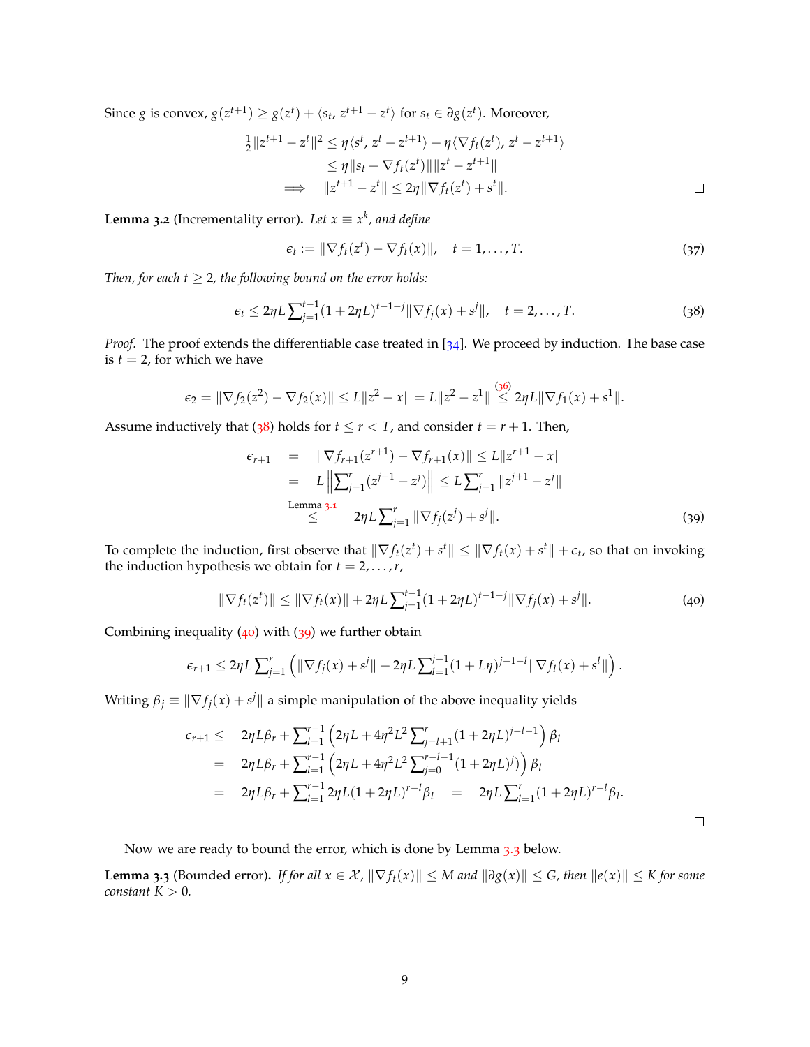Since $g$ is convex, $g(z^{t+1}) \geq g(z^t) + \langle s_t, z^{t+1} - z^t \rangle$ for $s_t \in \partial g(z^t)$. Moreover,

$$
\begin{aligned}
\tfrac{1}{2}\|z^{t+1} - z^t\|^2 &\leq \eta\langle s^t, z^t - z^{t+1}\rangle + \eta\langle \nabla f_t(z^t), z^t - z^{t+1}\rangle \\
&\leq \eta\|s_t + \nabla f_t(z^t)\|\|z^t - z^{t+1}\| \\
\implies \quad \|z^{t+1} - z^t\| &\leq 2\eta\|\nabla f_t(z^t) + s^t\|.
\end{aligned}
$$

□

**Lemma 3.2** (Incrementality error)**.** *Let $x \equiv x^k$, and define*

$$
\epsilon_t := \|\nabla f_t(z^t) - \nabla f_t(x)\|, \quad t = 1, \ldots, T. \tag{37}
$$

*Then, for each $t \geq 2$, the following bound on the error holds:*

$$
\epsilon_t \leq 2\eta L \textstyle\sum_{j=1}^{t-1} (1 + 2\eta L)^{t-1-j} \|\nabla f_j(x) + s^j\|, \quad t = 2, \ldots, T. \tag{38}
$$

*Proof.* The proof extends the differentiable case treated in [34]. We proceed by induction. The base case is $t = 2$, for which we have

$$
\epsilon_2 = \|\nabla f_2(z^2) - \nabla f_2(x)\| \leq L\|z^2 - x\| = L\|z^2 - z^1\| \overset{(36)}{\leq} 2\eta L\|\nabla f_1(x) + s^1\|.
$$

Assume inductively that (38) holds for $t \leq r < T$, and consider $t = r + 1$. Then,

$$
\begin{aligned}
\epsilon_{r+1} &= \|\nabla f_{r+1}(z^{r+1}) - \nabla f_{r+1}(x)\| \leq L\|z^{r+1} - x\| \\
&= L\left\| \textstyle\sum_{j=1}^{r} (z^{j+1} - z^j) \right\| \leq L \textstyle\sum_{j=1}^{r} \|z^{j+1} - z^j\| \\
&\overset{\text{Lemma 3.1}}{\leq} 2\eta L \textstyle\sum_{j=1}^{r} \|\nabla f_j(z^j) + s^j\|.
\end{aligned} \tag{39}
$$

To complete the induction, first observe that $\|\nabla f_t(z^t) + s^t\| \leq \|\nabla f_t(x) + s^t\| + \epsilon_t$, so that on invoking the induction hypothesis we obtain for $t = 2, \ldots, r$,

$$
\|\nabla f_t(z^t)\| \leq \|\nabla f_t(x)\| + 2\eta L \textstyle\sum_{j=1}^{t-1} (1 + 2\eta L)^{t-1-j} \|\nabla f_j(x) + s^j\|. \tag{40}
$$

Combining inequality (40) with (39) we further obtain

$$
\epsilon_{r+1} \leq 2\eta L \textstyle\sum_{j=1}^{r} \left( \|\nabla f_j(x) + s^j\| + 2\eta L \sum_{l=1}^{j-1} (1 + L\eta)^{j-1-l} \|\nabla f_l(x) + s^l\| \right).
$$

Writing $\beta_j \equiv \|\nabla f_j(x) + s^j\|$ a simple manipulation of the above inequality yields

$$
\begin{aligned}
\epsilon_{r+1} \leq\; & 2\eta L \beta_r + \textstyle\sum_{l=1}^{r-1} \left( 2\eta L + 4\eta^2 L^2 \sum_{j=l+1}^{r} (1 + 2\eta L)^{j-l-1} \right) \beta_l \\
=\; & 2\eta L \beta_r + \textstyle\sum_{l=1}^{r-1} \left( 2\eta L + 4\eta^2 L^2 \sum_{j=0}^{r-l-1} (1 + 2\eta L)^{j} ) \right) \beta_l \\
=\; & 2\eta L \beta_r + \textstyle\sum_{l=1}^{r-1} 2\eta L (1 + 2\eta L)^{r-l} \beta_l \quad = \quad 2\eta L \sum_{l=1}^{r} (1 + 2\eta L)^{r-l} \beta_l.
\end{aligned}
$$

□

Now we are ready to bound the error, which is done by Lemma 3.3 below.

**Lemma 3.3** (Bounded error)**.** *If for all $x \in \mathcal{X}$, $\|\nabla f_t(x)\| \leq M$ and $\|\partial g(x)\| \leq G$, then $\|e(x)\| \leq K$ for some constant $K > 0$.*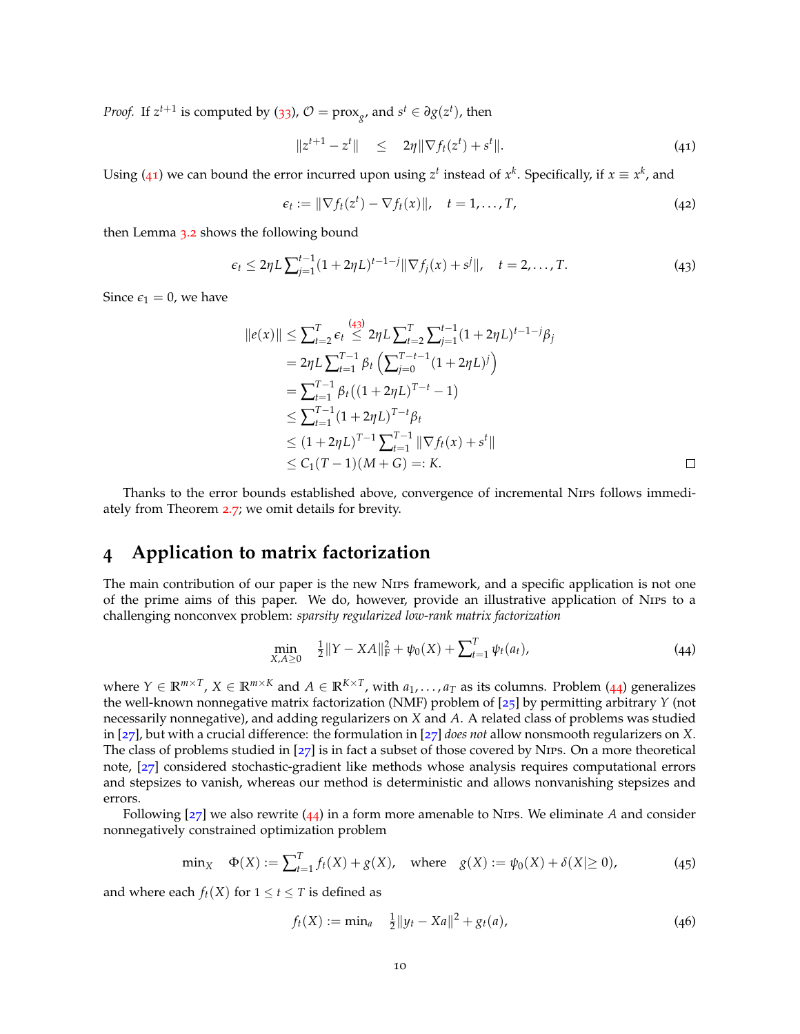*Proof.* If $z^{t+1}$ is computed by (33), $\mathcal{O} = \text{prox}_g$, and $s^t \in \partial g(z^t)$, then

$$\|z^{t+1} - z^t\| \quad \leq \quad 2\eta\|\nabla f_t(z^t) + s^t\|. \tag{41}$$

Using (41) we can bound the error incurred upon using $z^t$ instead of $x^k$. Specifically, if $x \equiv x^k$, and

$$\epsilon_t := \|\nabla f_t(z^t) - \nabla f_t(x)\|, \quad t = 1, \ldots, T, \tag{42}$$

then Lemma 3.2 shows the following bound

$$\epsilon_t \leq 2\eta L \textstyle\sum_{j=1}^{t-1}(1+2\eta L)^{t-1-j}\|\nabla f_j(x) + s^j\|, \quad t = 2, \ldots, T. \tag{43}$$

Since $\epsilon_1 = 0$, we have

$$\begin{aligned}
\|e(x)\| &\leq \textstyle\sum_{t=2}^{T}\epsilon_t \overset{(43)}{\leq} 2\eta L \sum_{t=2}^{T}\sum_{j=1}^{t-1}(1+2\eta L)^{t-1-j}\beta_j \\
&= 2\eta L \textstyle\sum_{t=1}^{T-1}\beta_t\left(\sum_{j=0}^{T-t-1}(1+2\eta L)^j\right) \\
&= \textstyle\sum_{t=1}^{T-1}\beta_t\left((1+2\eta L)^{T-t} - 1\right) \\
&\leq \textstyle\sum_{t=1}^{T-1}(1+2\eta L)^{T-t}\beta_t \\
&\leq (1+2\eta L)^{T-1}\textstyle\sum_{t=1}^{T-1}\|\nabla f_t(x) + s^t\| \\
&\leq C_1(T-1)(M+G) =: K.
\end{aligned}$$

□

Thanks to the error bounds established above, convergence of incremental Nips follows immediately from Theorem 2.7; we omit details for brevity.

# 4 Application to matrix factorization

The main contribution of our paper is the new Nips framework, and a specific application is not one of the prime aims of this paper. We do, however, provide an illustrative application of Nips to a challenging nonconvex problem: *sparsity regularized low-rank matrix factorization*

$$\min_{X, A \geq 0} \quad \tfrac{1}{2}\|Y - XA\|_F^2 + \psi_0(X) + \textstyle\sum_{t=1}^{T}\psi_t(a_t), \tag{44}$$

where $Y \in \mathbb{R}^{m \times T}$, $X \in \mathbb{R}^{m \times K}$ and $A \in \mathbb{R}^{K \times T}$, with $a_1, \ldots, a_T$ as its columns. Problem (44) generalizes the well-known nonnegative matrix factorization (NMF) problem of [25] by permitting arbitrary $Y$ (not necessarily nonnegative), and adding regularizers on $X$ and $A$. A related class of problems was studied in [27], but with a crucial difference: the formulation in [27] *does not* allow nonsmooth regularizers on $X$. The class of problems studied in [27] is in fact a subset of those covered by Nips. On a more theoretical note, [27] considered stochastic-gradient like methods whose analysis requires computational errors and stepsizes to vanish, whereas our method is deterministic and allows nonvanishing stepsizes and errors.

Following [27] we also rewrite (44) in a form more amenable to Nips. We eliminate $A$ and consider nonnegatively constrained optimization problem

$$\min_X \quad \Phi(X) := \textstyle\sum_{t=1}^{T} f_t(X) + g(X), \quad \text{where} \quad g(X) := \psi_0(X) + \delta(X|\geq 0), \tag{45}$$

and where each $f_t(X)$ for $1 \leq t \leq T$ is defined as

$$f_t(X) := \min_a \quad \tfrac{1}{2}\|y_t - Xa\|^2 + g_t(a), \tag{46}$$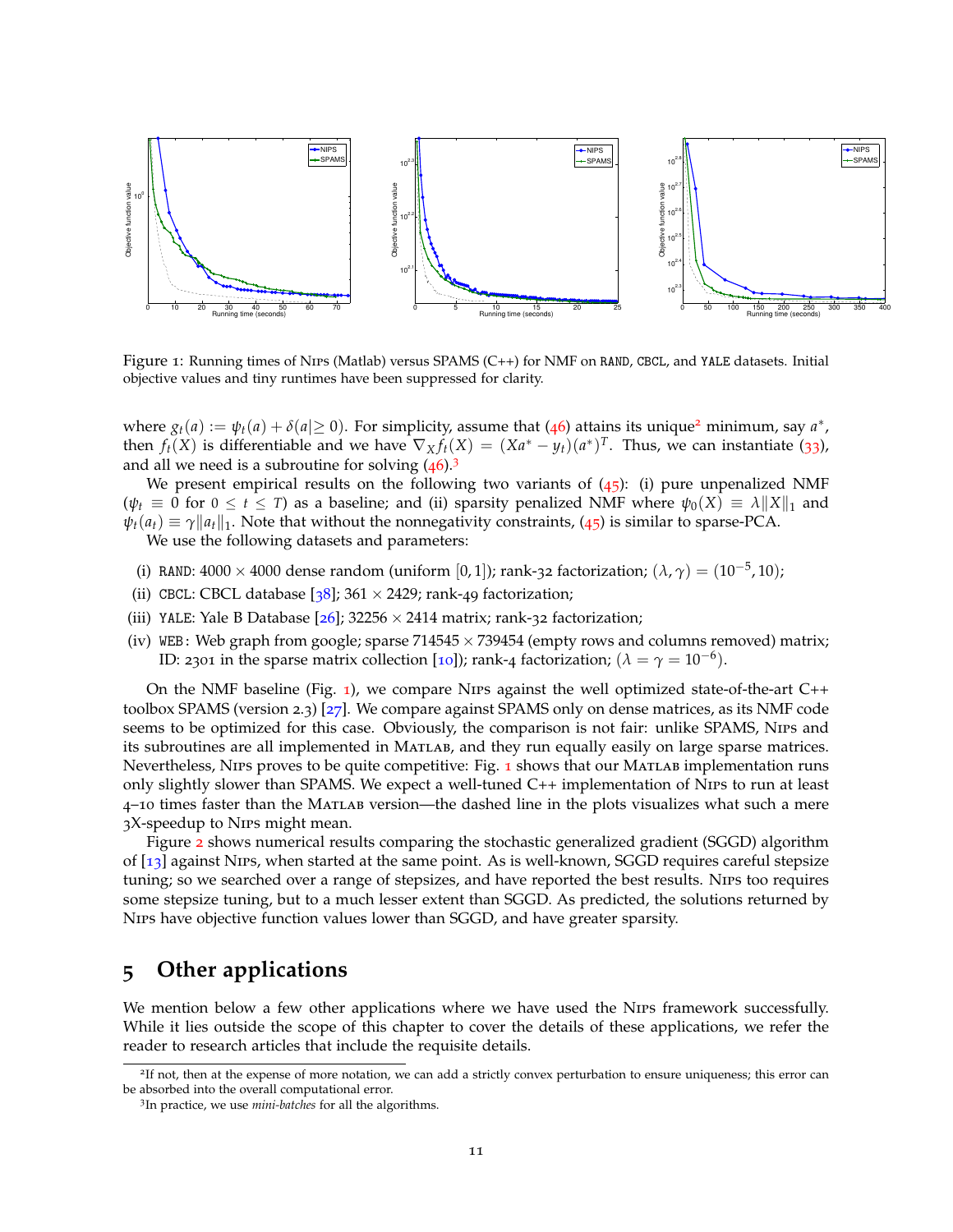Figure 1: Running times of NIPS (Matlab) versus SPAMS (C++) for NMF on `RAND`, `CBCL`, and `YALE` datasets. Initial objective values and tiny runtimes have been suppressed for clarity.

where $g_t(a) := \psi_t(a) + \delta(a| \geq 0)$. For simplicity, assume that (46) attains its unique[2] minimum, say $a^*$, then $f_t(X)$ is differentiable and we have $\nabla_X f_t(X) = (Xa^* - y_t)(a^*)^T$. Thus, we can instantiate (33), and all we need is a subroutine for solving (46).[3]

We present empirical results on the following two variants of (45): (i) pure unpenalized NMF ($\psi_t \equiv 0$ for $0 \leq t \leq T$) as a baseline; and (ii) sparsity penalized NMF where $\psi_0(X) \equiv \lambda \|X\|_1$ and $\psi_t(a_t) \equiv \gamma \|a_t\|_1$. Note that without the nonnegativity constraints, (45) is similar to sparse-PCA.

We use the following datasets and parameters:

(i) `RAND`: $4000 \times 4000$ dense random (uniform $[0, 1]$); rank-32 factorization; $(\lambda, \gamma) = (10^{-5}, 10)$;

(ii) `CBCL`: CBCL database [38]; $361 \times 2429$; rank-49 factorization;

(iii) `YALE`: Yale B Database [26]; $32256 \times 2414$ matrix; rank-32 factorization;

(iv) `WEB`: Web graph from google; sparse $714545 \times 739454$ (empty rows and columns removed) matrix; ID: 2301 in the sparse matrix collection [10]); rank-4 factorization; $(\lambda = \gamma = 10^{-6})$.

On the NMF baseline (Fig. 1), we compare NIPS against the well optimized state-of-the-art C++ toolbox SPAMS (version 2.3) [27]. We compare against SPAMS only on dense matrices, as its NMF code seems to be optimized for this case. Obviously, the comparison is not fair: unlike SPAMS, NIPS and its subroutines are all implemented in MATLAB, and they run equally easily on large sparse matrices. Nevertheless, NIPS proves to be quite competitive: Fig. 1 shows that our MATLAB implementation runs only slightly slower than SPAMS. We expect a well-tuned C++ implementation of NIPS to run at least 4–10 times faster than the MATLAB version—the dashed line in the plots visualizes what such a mere 3X-speedup to NIPS might mean.

Figure 2 shows numerical results comparing the stochastic generalized gradient (SGGD) algorithm of [13] against NIPS, when started at the same point. As is well-known, SGGD requires careful stepsize tuning; so we searched over a range of stepsizes, and have reported the best results. NIPS too requires some stepsize tuning, but to a much lesser extent than SGGD. As predicted, the solutions returned by NIPS have objective function values lower than SGGD, and have greater sparsity.

## 5 Other applications

We mention below a few other applications where we have used the NIPS framework successfully. While it lies outside the scope of this chapter to cover the details of these applications, we refer the reader to research articles that include the requisite details.

---

[2] If not, then at the expense of more notation, we can add a strictly convex perturbation to ensure uniqueness; this error can be absorbed into the overall computational error.

[3] In practice, we use *mini-batches* for all the algorithms.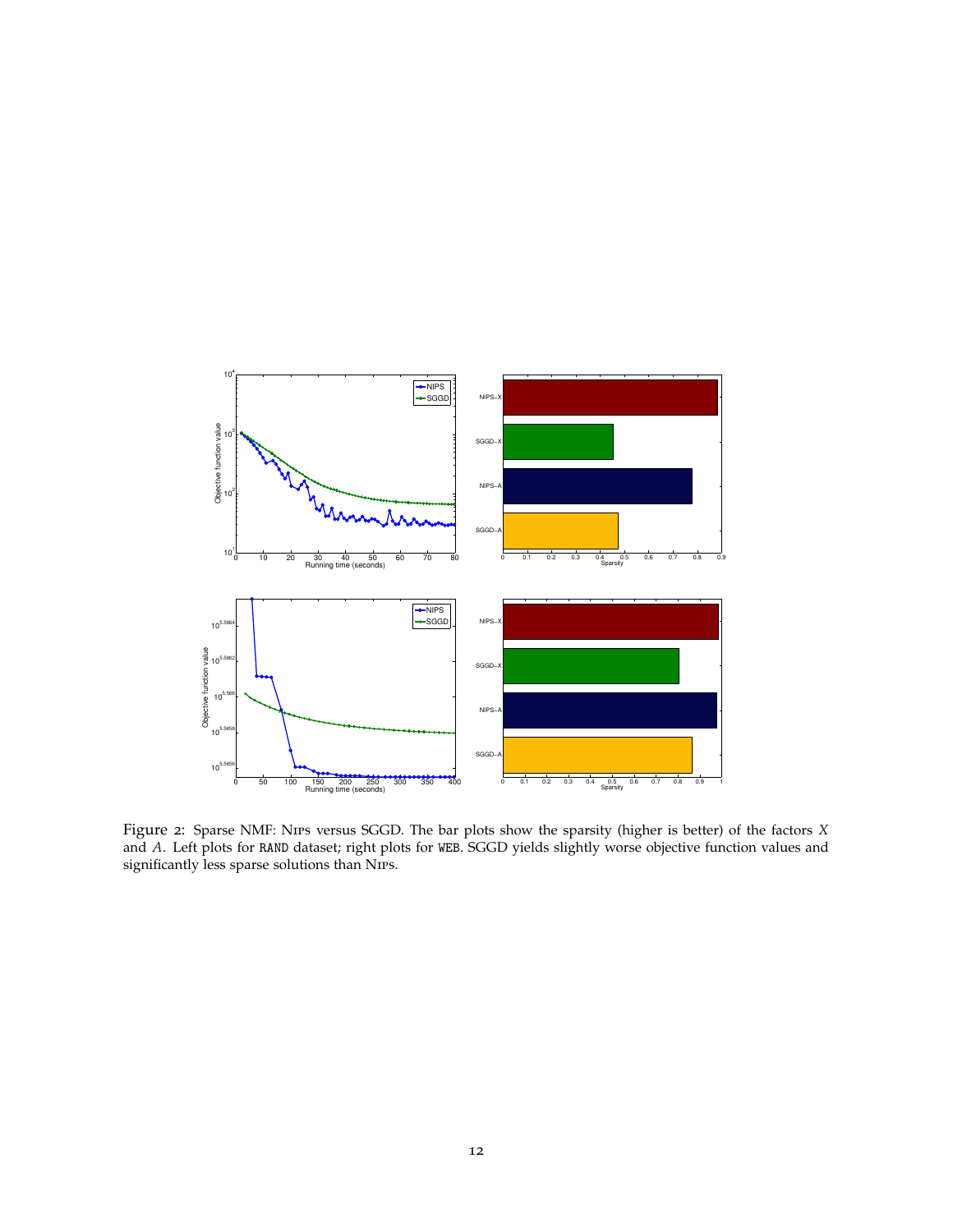Figure 2: Sparse NMF: NIPS versus SGGD. The bar plots show the sparsity (higher is better) of the factors $X$ and $A$. Left plots for RAND dataset; right plots for WEB. SGGD yields slightly worse objective function values and significantly less sparse solutions than NIPS.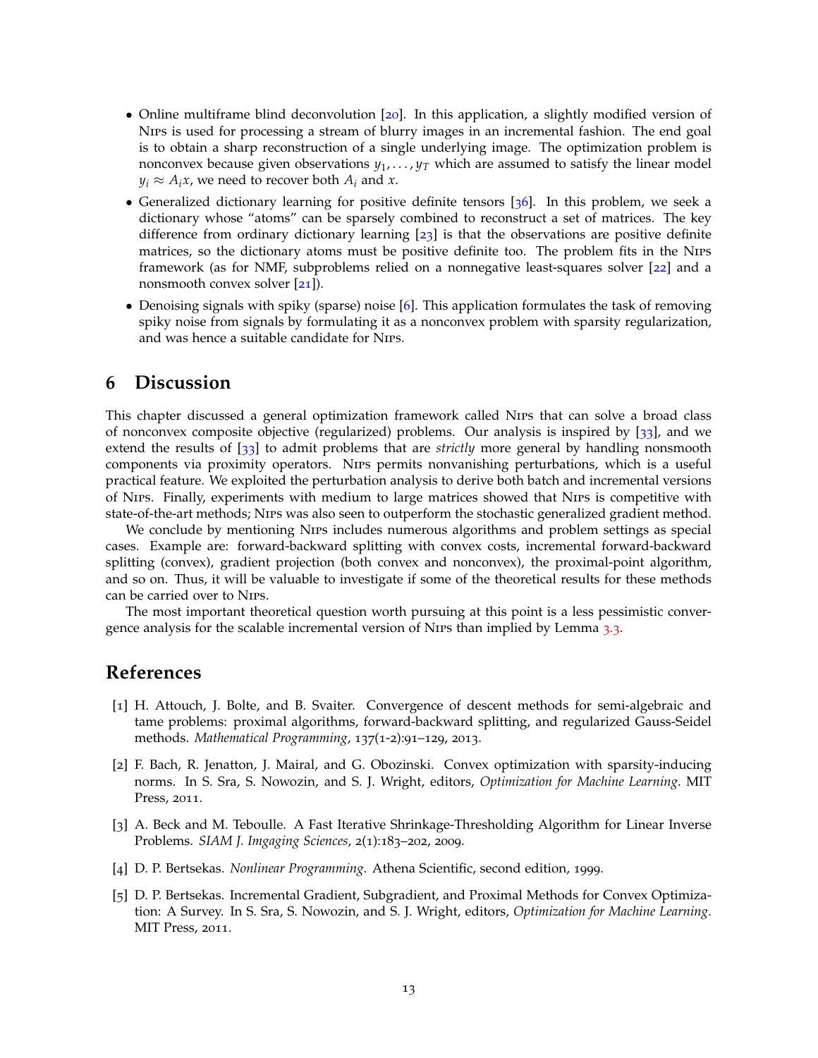- Online multiframe blind deconvolution [20]. In this application, a slightly modified version of NIPS is used for processing a stream of blurry images in an incremental fashion. The end goal is to obtain a sharp reconstruction of a single underlying image. The optimization problem is nonconvex because given observations $y_1, \ldots, y_T$ which are assumed to satisfy the linear model $y_i \approx A_i x$, we need to recover both $A_i$ and $x$.
- Generalized dictionary learning for positive definite tensors [36]. In this problem, we seek a dictionary whose "atoms" can be sparsely combined to reconstruct a set of matrices. The key difference from ordinary dictionary learning [23] is that the observations are positive definite matrices, so the dictionary atoms must be positive definite too. The problem fits in the NIPS framework (as for NMF, subproblems relied on a nonnegative least-squares solver [22] and a nonsmooth convex solver [21]).
- Denoising signals with spiky (sparse) noise [6]. This application formulates the task of removing spiky noise from signals by formulating it as a nonconvex problem with sparsity regularization, and was hence a suitable candidate for NIPS.

## 6 Discussion

This chapter discussed a general optimization framework called NIPS that can solve a broad class of nonconvex composite objective (regularized) problems. Our analysis is inspired by [33], and we extend the results of [33] to admit problems that are *strictly* more general by handling nonsmooth components via proximity operators. NIPS permits nonvanishing perturbations, which is a useful practical feature. We exploited the perturbation analysis to derive both batch and incremental versions of NIPS. Finally, experiments with medium to large matrices showed that NIPS is competitive with state-of-the-art methods; NIPS was also seen to outperform the stochastic generalized gradient method.

We conclude by mentioning NIPS includes numerous algorithms and problem settings as special cases. Example are: forward-backward splitting with convex costs, incremental forward-backward splitting (convex), gradient projection (both convex and nonconvex), the proximal-point algorithm, and so on. Thus, it will be valuable to investigate if some of the theoretical results for these methods can be carried over to NIPS.

The most important theoretical question worth pursuing at this point is a less pessimistic convergence analysis for the scalable incremental version of NIPS than implied by Lemma 3.3.

## References

[1] H. Attouch, J. Bolte, and B. Svaiter. Convergence of descent methods for semi-algebraic and tame problems: proximal algorithms, forward-backward splitting, and regularized Gauss-Seidel methods. *Mathematical Programming*, 137(1-2):91–129, 2013.

[2] F. Bach, R. Jenatton, J. Mairal, and G. Obozinski. Convex optimization with sparsity-inducing norms. In S. Sra, S. Nowozin, and S. J. Wright, editors, *Optimization for Machine Learning*. MIT Press, 2011.

[3] A. Beck and M. Teboulle. A Fast Iterative Shrinkage-Thresholding Algorithm for Linear Inverse Problems. *SIAM J. Imgaging Sciences*, 2(1):183–202, 2009.

[4] D. P. Bertsekas. *Nonlinear Programming*. Athena Scientific, second edition, 1999.

[5] D. P. Bertsekas. Incremental Gradient, Subgradient, and Proximal Methods for Convex Optimization: A Survey. In S. Sra, S. Nowozin, and S. J. Wright, editors, *Optimization for Machine Learning*. MIT Press, 2011.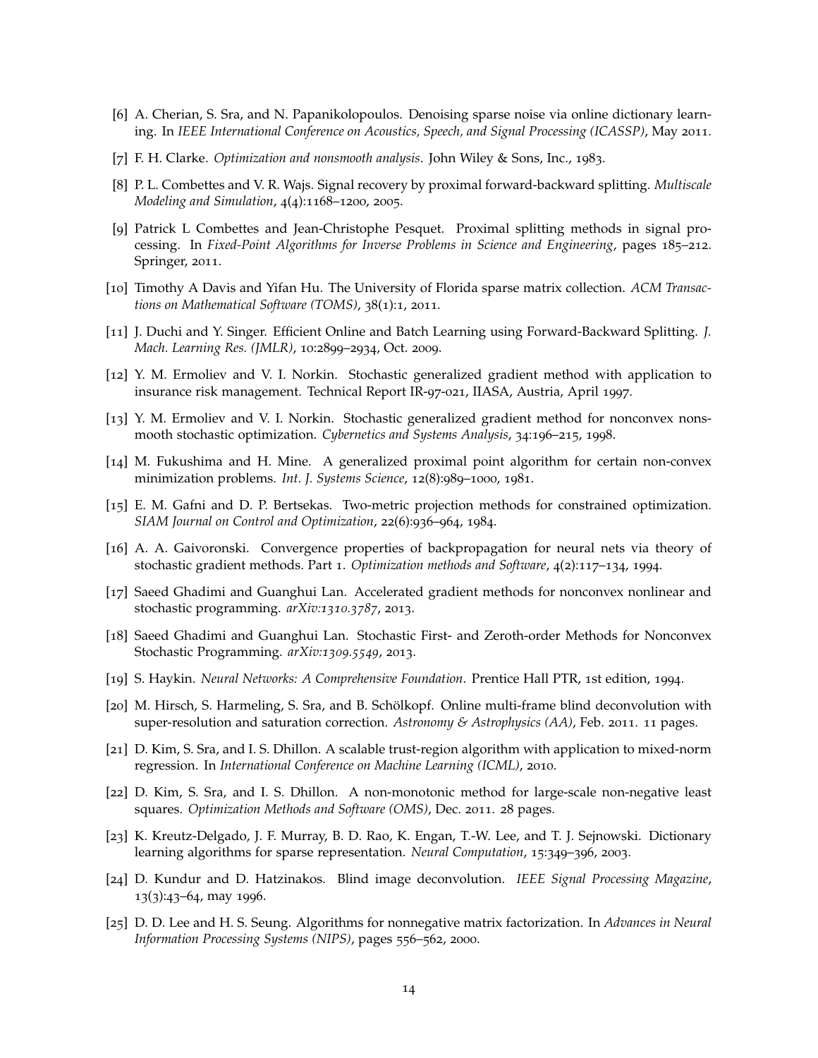[6] A. Cherian, S. Sra, and N. Papanikolopoulos. Denoising sparse noise via online dictionary learning. In *IEEE International Conference on Acoustics, Speech, and Signal Processing (ICASSP)*, May 2011.

[7] F. H. Clarke. *Optimization and nonsmooth analysis*. John Wiley & Sons, Inc., 1983.

[8] P. L. Combettes and V. R. Wajs. Signal recovery by proximal forward-backward splitting. *Multiscale Modeling and Simulation*, 4(4):1168–1200, 2005.

[9] Patrick L Combettes and Jean-Christophe Pesquet. Proximal splitting methods in signal processing. In *Fixed-Point Algorithms for Inverse Problems in Science and Engineering*, pages 185–212. Springer, 2011.

[10] Timothy A Davis and Yifan Hu. The University of Florida sparse matrix collection. *ACM Transactions on Mathematical Software (TOMS)*, 38(1):1, 2011.

[11] J. Duchi and Y. Singer. Efficient Online and Batch Learning using Forward-Backward Splitting. *J. Mach. Learning Res. (JMLR)*, 10:2899–2934, Oct. 2009.

[12] Y. M. Ermoliev and V. I. Norkin. Stochastic generalized gradient method with application to insurance risk management. Technical Report IR-97-021, IIASA, Austria, April 1997.

[13] Y. M. Ermoliev and V. I. Norkin. Stochastic generalized gradient method for nonconvex nonsmooth stochastic optimization. *Cybernetics and Systems Analysis*, 34:196–215, 1998.

[14] M. Fukushima and H. Mine. A generalized proximal point algorithm for certain non-convex minimization problems. *Int. J. Systems Science*, 12(8):989–1000, 1981.

[15] E. M. Gafni and D. P. Bertsekas. Two-metric projection methods for constrained optimization. *SIAM Journal on Control and Optimization*, 22(6):936–964, 1984.

[16] A. A. Gaivoronski. Convergence properties of backpropagation for neural nets via theory of stochastic gradient methods. Part 1. *Optimization methods and Software*, 4(2):117–134, 1994.

[17] Saeed Ghadimi and Guanghui Lan. Accelerated gradient methods for nonconvex nonlinear and stochastic programming. *arXiv:1310.3787*, 2013.

[18] Saeed Ghadimi and Guanghui Lan. Stochastic First- and Zeroth-order Methods for Nonconvex Stochastic Programming. *arXiv:1309.5549*, 2013.

[19] S. Haykin. *Neural Networks: A Comprehensive Foundation*. Prentice Hall PTR, 1st edition, 1994.

[20] M. Hirsch, S. Harmeling, S. Sra, and B. Schölkopf. Online multi-frame blind deconvolution with super-resolution and saturation correction. *Astronomy & Astrophysics (AA)*, Feb. 2011. 11 pages.

[21] D. Kim, S. Sra, and I. S. Dhillon. A scalable trust-region algorithm with application to mixed-norm regression. In *International Conference on Machine Learning (ICML)*, 2010.

[22] D. Kim, S. Sra, and I. S. Dhillon. A non-monotonic method for large-scale non-negative least squares. *Optimization Methods and Software (OMS)*, Dec. 2011. 28 pages.

[23] K. Kreutz-Delgado, J. F. Murray, B. D. Rao, K. Engan, T.-W. Lee, and T. J. Sejnowski. Dictionary learning algorithms for sparse representation. *Neural Computation*, 15:349–396, 2003.

[24] D. Kundur and D. Hatzinakos. Blind image deconvolution. *IEEE Signal Processing Magazine*, 13(3):43–64, may 1996.

[25] D. D. Lee and H. S. Seung. Algorithms for nonnegative matrix factorization. In *Advances in Neural Information Processing Systems (NIPS)*, pages 556–562, 2000.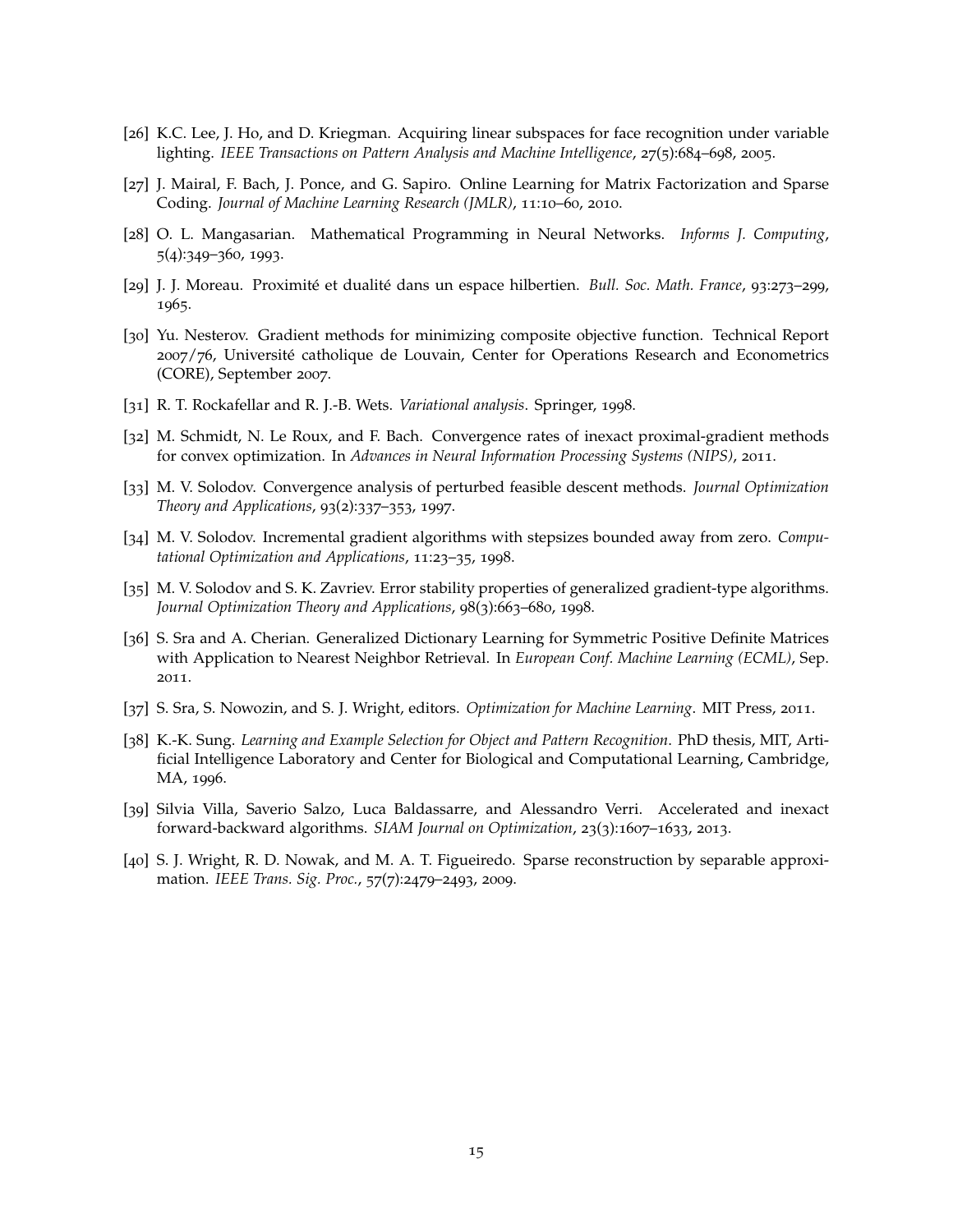[26] K.C. Lee, J. Ho, and D. Kriegman. Acquiring linear subspaces for face recognition under variable lighting. *IEEE Transactions on Pattern Analysis and Machine Intelligence*, 27(5):684–698, 2005.

[27] J. Mairal, F. Bach, J. Ponce, and G. Sapiro. Online Learning for Matrix Factorization and Sparse Coding. *Journal of Machine Learning Research (JMLR)*, 11:10–60, 2010.

[28] O. L. Mangasarian. Mathematical Programming in Neural Networks. *Informs J. Computing*, 5(4):349–360, 1993.

[29] J. J. Moreau. Proximité et dualité dans un espace hilbertien. *Bull. Soc. Math. France*, 93:273–299, 1965.

[30] Yu. Nesterov. Gradient methods for minimizing composite objective function. Technical Report 2007/76, Université catholique de Louvain, Center for Operations Research and Econometrics (CORE), September 2007.

[31] R. T. Rockafellar and R. J.-B. Wets. *Variational analysis*. Springer, 1998.

[32] M. Schmidt, N. Le Roux, and F. Bach. Convergence rates of inexact proximal-gradient methods for convex optimization. In *Advances in Neural Information Processing Systems (NIPS)*, 2011.

[33] M. V. Solodov. Convergence analysis of perturbed feasible descent methods. *Journal Optimization Theory and Applications*, 93(2):337–353, 1997.

[34] M. V. Solodov. Incremental gradient algorithms with stepsizes bounded away from zero. *Computational Optimization and Applications*, 11:23–35, 1998.

[35] M. V. Solodov and S. K. Zavriev. Error stability properties of generalized gradient-type algorithms. *Journal Optimization Theory and Applications*, 98(3):663–680, 1998.

[36] S. Sra and A. Cherian. Generalized Dictionary Learning for Symmetric Positive Definite Matrices with Application to Nearest Neighbor Retrieval. In *European Conf. Machine Learning (ECML)*, Sep. 2011.

[37] S. Sra, S. Nowozin, and S. J. Wright, editors. *Optimization for Machine Learning*. MIT Press, 2011.

[38] K.-K. Sung. *Learning and Example Selection for Object and Pattern Recognition*. PhD thesis, MIT, Artificial Intelligence Laboratory and Center for Biological and Computational Learning, Cambridge, MA, 1996.

[39] Silvia Villa, Saverio Salzo, Luca Baldassarre, and Alessandro Verri. Accelerated and inexact forward-backward algorithms. *SIAM Journal on Optimization*, 23(3):1607–1633, 2013.

[40] S. J. Wright, R. D. Nowak, and M. A. T. Figueiredo. Sparse reconstruction by separable approximation. *IEEE Trans. Sig. Proc.*, 57(7):2479–2493, 2009.